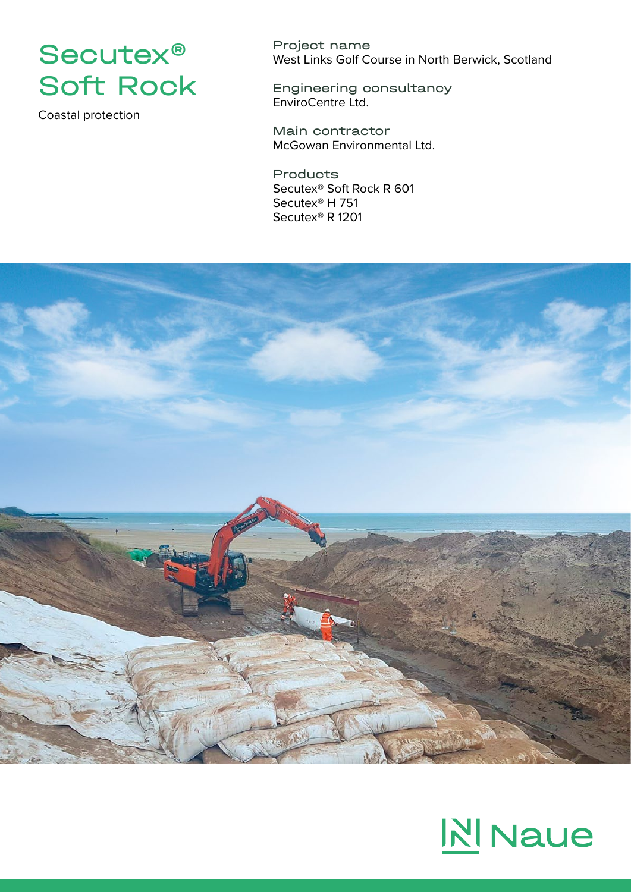# Secutex® Soft Rock

Coastal protection

**Project name**
West Links Golf Course in North Berwick, Scotland

**Engineering consultancy**
EnviroCentre Ltd.

**Main contractor**
McGowan Environmental Ltd.

**Products**
Secutex® Soft Rock R 601
Secutex® H 751
Secutex® R 1201

Naue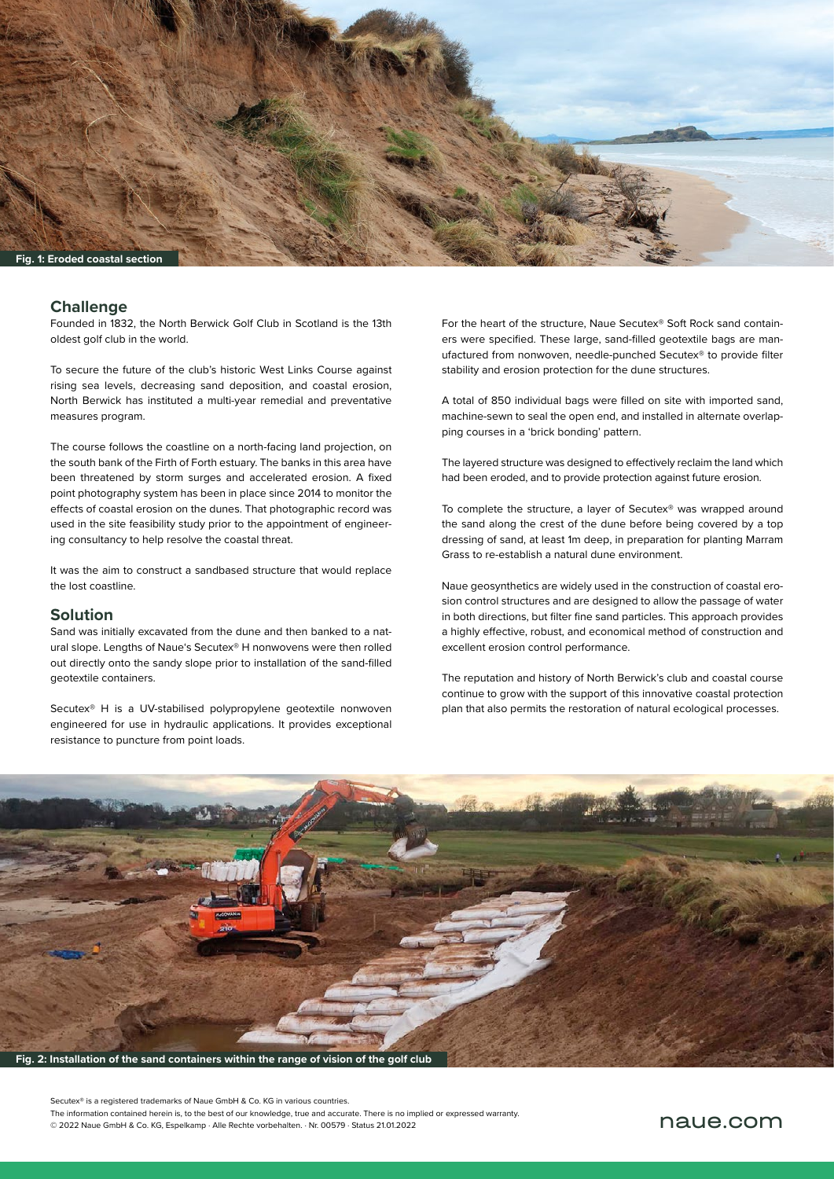Fig. 1: Eroded coastal section

## Challenge

Founded in 1832, the North Berwick Golf Club in Scotland is the 13th oldest golf club in the world.

To secure the future of the club's historic West Links Course against rising sea levels, decreasing sand deposition, and coastal erosion, North Berwick has instituted a multi-year remedial and preventative measures program.

The course follows the coastline on a north-facing land projection, on the south bank of the Firth of Forth estuary. The banks in this area have been threatened by storm surges and accelerated erosion. A fixed point photography system has been in place since 2014 to monitor the effects of coastal erosion on the dunes. That photographic record was used in the site feasibility study prior to the appointment of engineering consultancy to help resolve the coastal threat.

It was the aim to construct a sandbased structure that would replace the lost coastline.

## Solution

Sand was initially excavated from the dune and then banked to a natural slope. Lengths of Naue's Secutex® H nonwovens were then rolled out directly onto the sandy slope prior to installation of the sand-filled geotextile containers.

Secutex® H is a UV-stabilised polypropylene geotextile nonwoven engineered for use in hydraulic applications. It provides exceptional resistance to puncture from point loads.

For the heart of the structure, Naue Secutex® Soft Rock sand containers were specified. These large, sand-filled geotextile bags are manufactured from nonwoven, needle-punched Secutex® to provide filter stability and erosion protection for the dune structures.

A total of 850 individual bags were filled on site with imported sand, machine-sewn to seal the open end, and installed in alternate overlapping courses in a 'brick bonding' pattern.

The layered structure was designed to effectively reclaim the land which had been eroded, and to provide protection against future erosion.

To complete the structure, a layer of Secutex® was wrapped around the sand along the crest of the dune before being covered by a top dressing of sand, at least 1m deep, in preparation for planting Marram Grass to re-establish a natural dune environment.

Naue geosynthetics are widely used in the construction of coastal erosion control structures and are designed to allow the passage of water in both directions, but filter fine sand particles. This approach provides a highly effective, robust, and economical method of construction and excellent erosion control performance.

The reputation and history of North Berwick's club and coastal course continue to grow with the support of this innovative coastal protection plan that also permits the restoration of natural ecological processes.

Fig. 2: Installation of the sand containers within the range of vision of the golf club

Secutex® is a registered trademarks of Naue GmbH & Co. KG in various countries.
The information contained herein is, to the best of our knowledge, true and accurate. There is no implied or expressed warranty.
© 2022 Naue GmbH & Co. KG, Espelkamp · Alle Rechte vorbehalten. · Nr. 00579 · Status 21.01.2022

naue.com